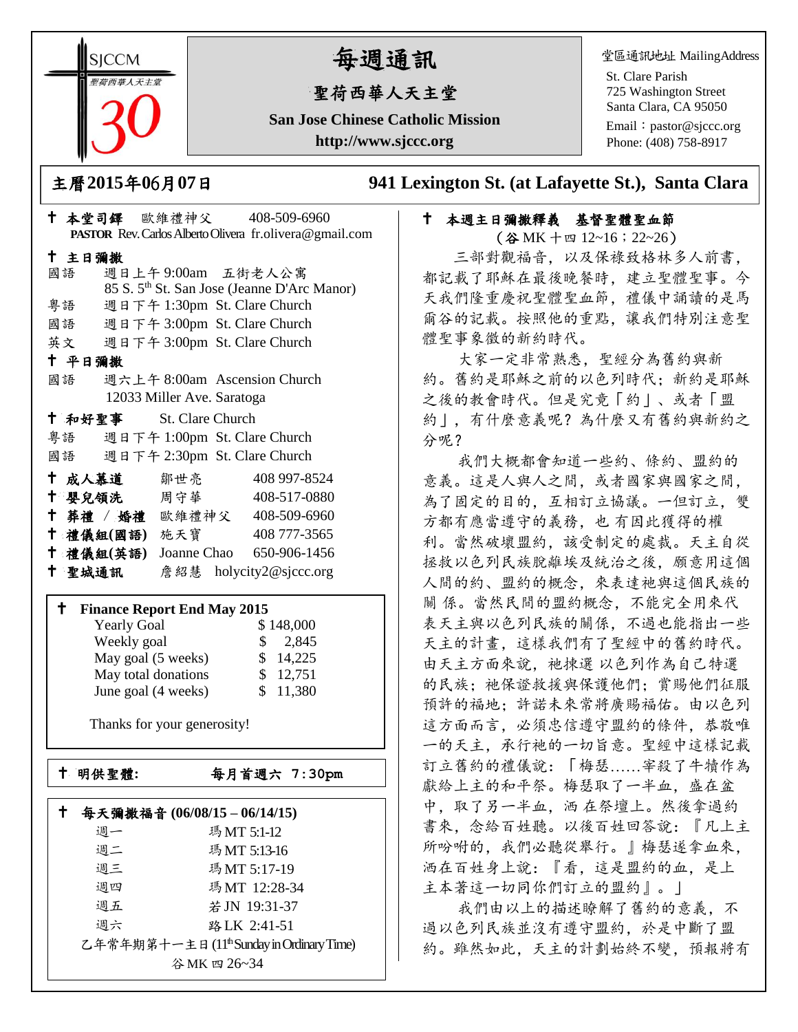SJCCM
聖荷西華人天主堂
30

# 每週通訊

## 聖荷西華人天主堂

**San Jose Chinese Catholic Mission**

**http://www.sjccc.org**

堂區通訊地址 MailingAddress
St. Clare Parish
725 Washington Street
Santa Clara, CA 95050
Email：pastor@sjccc.org
Phone: (408) 758-8917

**主曆2015年06月07日** **941 Lexington St. (at Lafayette St.), Santa Clara**

✝ **本堂司鐸** 歐維禮神父 408-509-6960
**PASTOR** Rev. Carlos Alberto Olivera fr.olivera@gmail.com

✝ **主日彌撒**
國語 週日上午 9:00am 五街老人公寓
85 S. 5th St. San Jose (Jeanne D'Arc Manor)
粵語 週日下午 1:30pm St. Clare Church
國語 週日下午 3:00pm St. Clare Church
英文 週日下午 3:00pm St. Clare Church

✝ **平日彌撒**
國語 週六上午 8:00am Ascension Church
12033 Miller Ave. Saratoga

✝ **和好聖事** St. Clare Church
粵語 週日下午 1:00pm St. Clare Church
國語 週日下午 2:30pm St. Clare Church

| | | |
|---|---|---|
| ✝ **成人慕道** | 鄒世亮 | 408 997-8524 |
| ✝ **嬰兒領洗** | 周守華 | 408-517-0880 |
| ✝ **葬禮 / 婚禮** | 歐維禮神父 | 408-509-6960 |
| ✝ **禮儀組(國語)** | 施天寶 | 408 777-3565 |
| ✝ **禮儀組(英語)** | Joanne Chao | 650-906-1456 |
| ✝ **聖城通訊** | 詹紹慧 | holycity2@sjccc.org |

✝ **Finance Report End May 2015**

| | |
|---|---|
| Yearly Goal | $ 148,000 |
| Weekly goal | $ 2,845 |
| May goal (5 weeks) | $ 14,225 |
| May total donations | $ 12,751 |
| June goal (4 weeks) | $ 11,380 |

Thanks for your generosity!

✝ **明供聖體:** **每月首週六 7:30pm**

✝ **每天彌撒福音 (06/08/15 – 06/14/15)**

| | |
|---|---|
| 週一 | 瑪 MT 5:1-12 |
| 週二 | 瑪 MT 5:13-16 |
| 週三 | 瑪 MT 5:17-19 |
| 週四 | 瑪 MT 12:28-34 |
| 週五 | 若 JN 19:31-37 |
| 週六 | 路 LK 2:41-51 |

乙年常年期第十一主日 (11th Sunday in Ordinary Time)
谷 MK 四 26~34

✝ **本週主日彌撒釋義 基督聖體聖血節**
（谷 MK 十四 12~16；22~26）

三部對觀福音，以及保祿致格林多人前書，都記載了耶穌在最後晚餐時，建立聖體聖事。今天我們隆重慶祝聖體聖血節，禮儀中誦讀的是馬爾谷的記載。按照他的重點，讓我們特別注意聖體聖事象徵的新約時代。

大家一定非常熟悉，聖經分為舊約與新約。舊約是耶穌之前的以色列時代；新約是耶穌之後的教會時代。但是究竟「約」、或者「盟約」，有什麼意義呢？為什麼又有舊約與新約之分呢？

我們大概都會知道一些約、條約、盟約的意義。這是人與人之間，或者國家與國家之間，為了固定的目的，互相訂立協議。一但訂立，雙方都有應當遵守的義務，也有因此獲得的權利。當然破壞盟約，該受制定的處裁。天主自從拯救以色列民族脫離埃及統治之後，願意用這個人間的約、盟約的概念，來表達祂與這個民族的關係。當然民間的盟約概念，不能完全用來代表天主與以色列民族的關係，不過也能指出一些天主的計畫，這樣我們有了聖經中的舊約時代。由天主方面來說，祂揀選以色列作為自己特選的民族；祂保證救援與保護他們；賞賜他們征服預許的福地；許諾未來常將廣賜福佑。由以色列這方面而言，必須忠信遵守盟約的條件，恭敬唯一的天主，承行祂的一切旨意。聖經中這樣記載訂立舊約的禮儀說：「梅瑟……宰殺了牛犢作為獻給上主的和平祭。梅瑟取了一半血，盛在盆中，取了另一半血，洒在祭壇上。然後拿過約書來，念給百姓聽。以後百姓回答說：『凡上主所吩咐的，我們必聽從舉行。』梅瑟遂拿血來，洒在百姓身上說：『看，這是盟約的血，是上主本著這一切同你們訂立的盟約』。」

我們由以上的描述瞭解了舊約的意義，不過以色列民族並沒有遵守盟約，於是中斷了盟約。雖然如此，天主的計劃始終不變，預報將有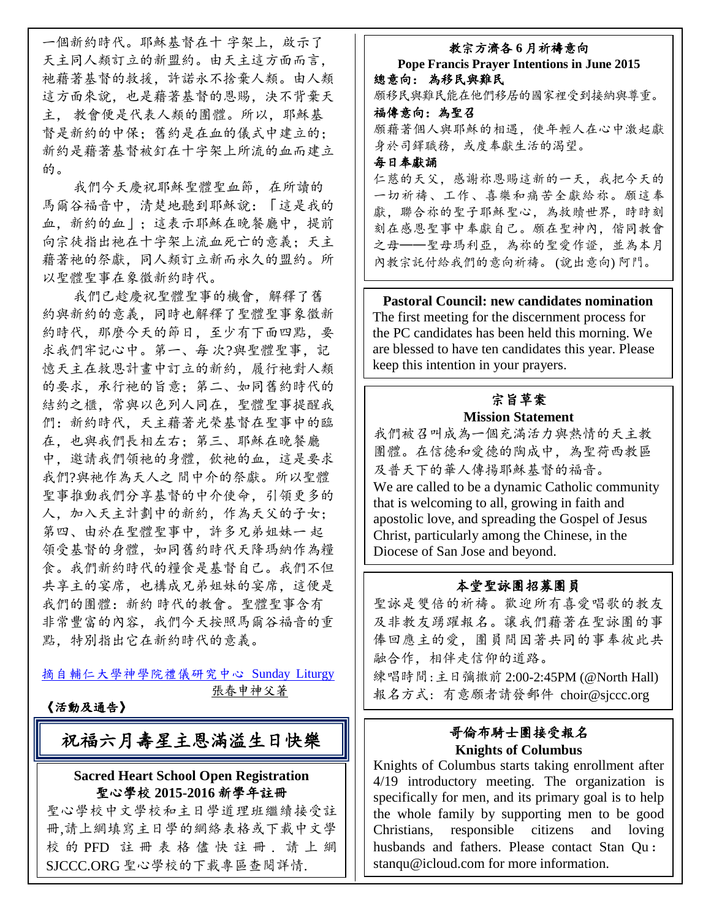一個新約時代。耶穌基督在十字架上，啟示了天主同人類訂立的新盟約。由天主這方面而言，祂藉著基督的救援，許諾永不捨棄人類。由人類這方面來說，也是藉著基督的恩賜，決不背棄天主，教會便是代表人類的團體。所以，耶穌基督是新約的中保；舊約是在血的儀式中建立的；新約是藉著基督被釘在十字架上所流的血而建立的。

我們今天慶祝耶穌聖體聖血節，在所讀的馬爾谷福音中，清楚地聽到耶穌說：「這是我的血，新約的血」；這表示耶穌在晚餐廳中，提前向宗徒指出祂在十字架上流血死亡的意義；天主藉著祂的祭獻，同人類訂立新而永久的盟約。所以聖體聖事在象徵新約時代。

我們已趁慶祝聖體聖事的機會，解釋了舊約與新約的意義，同時也解釋了聖體聖事象徵新約時代，那麼今天的節日，至少有下面四點，要求我們牢記心中。第一、每次?與聖體聖事，記憶天主在救恩計畫中訂立的新約，履行祂對人類的要求，承行祂的旨意；第二、如同舊約時代的結約之櫃，常與以色列人同在，聖體聖事提醒我們：新約時代，天主藉著光榮基督在聖事中的臨在，也與我們長相左右；第三、耶穌在晚餐廳中，邀請我們領祂的身體，飲祂的血，這是要求我們?與祂作為天人之間中介的祭獻。所以聖體聖事推動我們分享基督的中介使命，引領更多的人，加入天主計劃中的新約，作為天父的子女；第四、由於在聖體聖事中，許多兄弟姐妹一起領受基督的身體，如同舊約時代天降瑪納作為糧食。我們新約時代的糧食是基督自己。我們不但共享主的宴席，也構成兄弟姐妹的宴席，這便是我們的團體：新約時代的教會。聖體聖事含有非常豐富的內容，我們今天按照馬爾谷福音的重點，特別指出它在新約時代的意義。

摘自輔仁大學神學院禮儀研究中心 Sunday Liturgy 張春申神父著

《活動及通告》

# 祝福六月壽星主恩滿溢生日快樂

## Sacred Heart School Open Registration 聖心學校 2015-2016 新學年註冊

聖心學校中文學校和主日學道理班繼續接受註冊,請上網填寫主日學的網絡表格或下載中文學校的 PFD 註冊表格儘快註冊. 請上網 SJCCC.ORG 聖心學校的下載專區查閱詳情.

## 教宗方濟各 6 月祈禱意向
## Pope Francis Prayer Intentions in June 2015

**總意向：為移民與難民**

願移民與難民能在他們移居的國家裡受到接納與尊重。

**福傳意向：為聖召**

願藉著個人與耶穌的相遇，使年輕人在心中激起獻身於司鐸職務，或度奉獻生活的渴望。

**每日奉獻誦**

仁慈的天父，感謝祢恩賜這新的一天，我把今天的一切祈禱、工作、喜樂和痛苦全獻給祢。願這奉獻，聯合祢的聖子耶穌聖心，為救贖世界，時時刻刻在感恩聖事中奉獻自己。願在聖神內，偕同教會之母——聖母瑪利亞，為祢的聖愛作證，並為本月內教宗託付給我們的意向祈禱。(說出意向) 阿門。

## Pastoral Council: new candidates nomination

The first meeting for the discernment process for the PC candidates has been held this morning. We are blessed to have ten candidates this year. Please keep this intention in your prayers.

## 宗旨草案
## Mission Statement

我們被召叫成為一個充滿活力與熱情的天主教團體。在信德和愛德的陶成中，為聖荷西教區及普天下的華人傳揚耶穌基督的福音。

We are called to be a dynamic Catholic community that is welcoming to all, growing in faith and apostolic love, and spreading the Gospel of Jesus Christ, particularly among the Chinese, in the Diocese of San Jose and beyond.

## 本堂聖詠團招募團員

聖詠是雙倍的祈禱。歡迎所有喜愛唱歌的教友及非教友踴躍報名。讓我們藉著在聖詠團的事俸回應主的愛，團員間因著共同的事奉彼此共融合作，相伴走信仰的道路。

練唱時間:主日彌撒前 2:00-2:45PM (@North Hall)

報名方式：有意願者請發郵件 choir@sjccc.org

## 哥倫布騎士團接受報名
## Knights of Columbus

Knights of Columbus starts taking enrollment after 4/19 introductory meeting. The organization is specifically for men, and its primary goal is to help the whole family by supporting men to be good Christians, responsible citizens and loving husbands and fathers. Please contact Stan Qu : stanqu@icloud.com for more information.